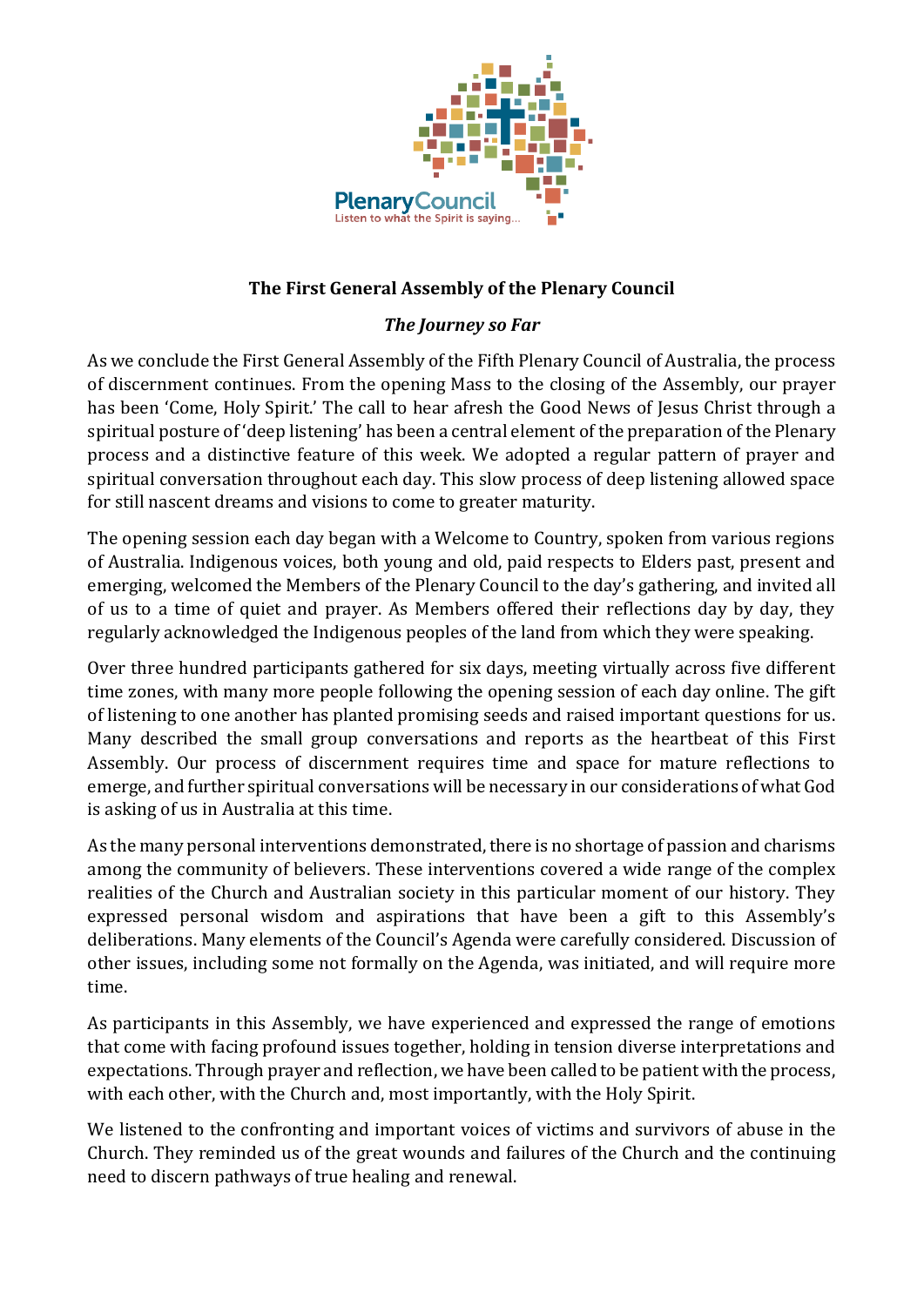PlenaryCouncil
Listen to what the Spirit is saying...

# The First General Assembly of the Plenary Council

## *The Journey so Far*

As we conclude the First General Assembly of the Fifth Plenary Council of Australia, the process of discernment continues. From the opening Mass to the closing of the Assembly, our prayer has been 'Come, Holy Spirit.' The call to hear afresh the Good News of Jesus Christ through a spiritual posture of 'deep listening' has been a central element of the preparation of the Plenary process and a distinctive feature of this week. We adopted a regular pattern of prayer and spiritual conversation throughout each day. This slow process of deep listening allowed space for still nascent dreams and visions to come to greater maturity.

The opening session each day began with a Welcome to Country, spoken from various regions of Australia. Indigenous voices, both young and old, paid respects to Elders past, present and emerging, welcomed the Members of the Plenary Council to the day's gathering, and invited all of us to a time of quiet and prayer. As Members offered their reflections day by day, they regularly acknowledged the Indigenous peoples of the land from which they were speaking.

Over three hundred participants gathered for six days, meeting virtually across five different time zones, with many more people following the opening session of each day online. The gift of listening to one another has planted promising seeds and raised important questions for us. Many described the small group conversations and reports as the heartbeat of this First Assembly. Our process of discernment requires time and space for mature reflections to emerge, and further spiritual conversations will be necessary in our considerations of what God is asking of us in Australia at this time.

As the many personal interventions demonstrated, there is no shortage of passion and charisms among the community of believers. These interventions covered a wide range of the complex realities of the Church and Australian society in this particular moment of our history. They expressed personal wisdom and aspirations that have been a gift to this Assembly's deliberations. Many elements of the Council's Agenda were carefully considered. Discussion of other issues, including some not formally on the Agenda, was initiated, and will require more time.

As participants in this Assembly, we have experienced and expressed the range of emotions that come with facing profound issues together, holding in tension diverse interpretations and expectations. Through prayer and reflection, we have been called to be patient with the process, with each other, with the Church and, most importantly, with the Holy Spirit.

We listened to the confronting and important voices of victims and survivors of abuse in the Church. They reminded us of the great wounds and failures of the Church and the continuing need to discern pathways of true healing and renewal.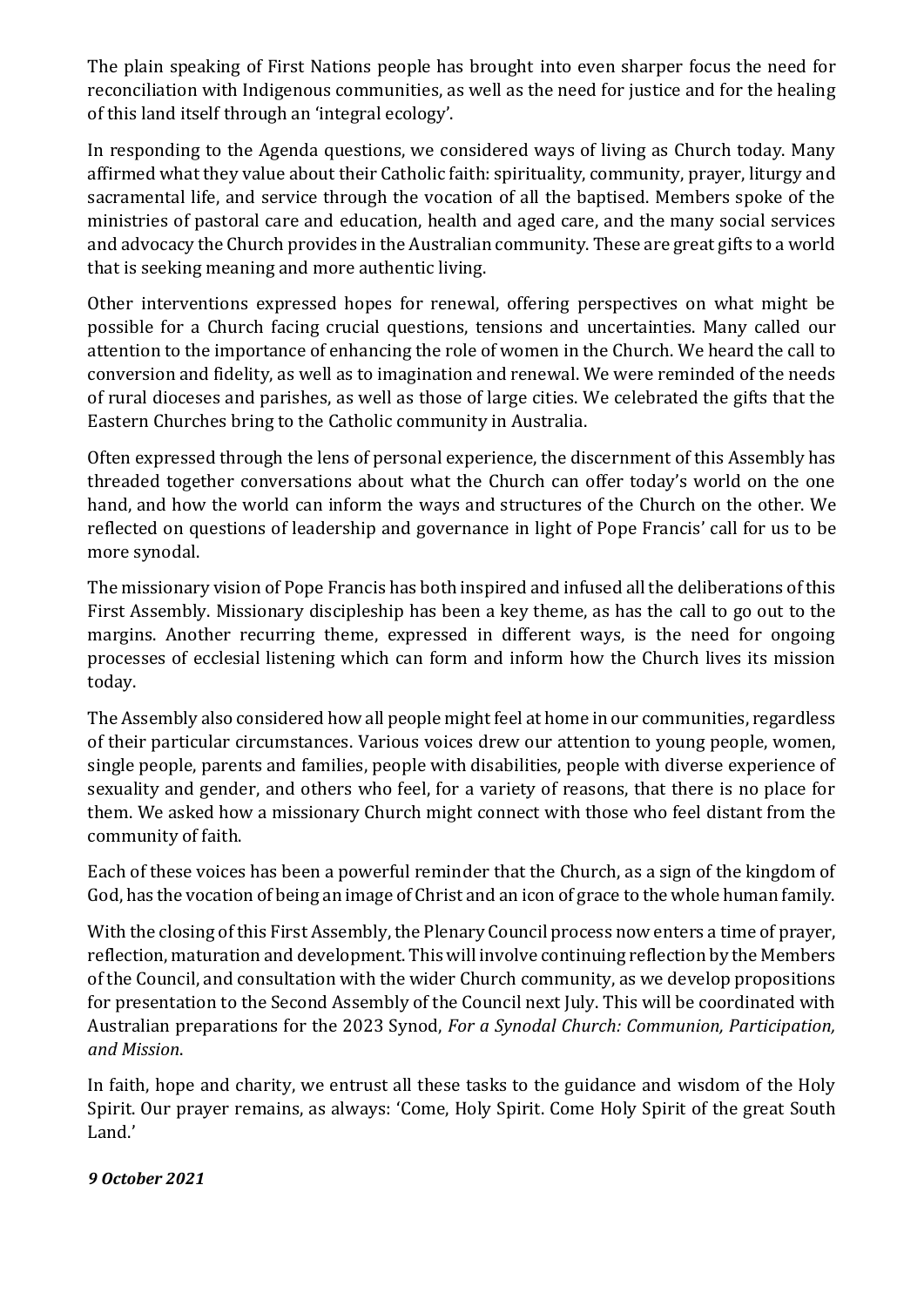The plain speaking of First Nations people has brought into even sharper focus the need for reconciliation with Indigenous communities, as well as the need for justice and for the healing of this land itself through an 'integral ecology'.

In responding to the Agenda questions, we considered ways of living as Church today. Many affirmed what they value about their Catholic faith: spirituality, community, prayer, liturgy and sacramental life, and service through the vocation of all the baptised. Members spoke of the ministries of pastoral care and education, health and aged care, and the many social services and advocacy the Church provides in the Australian community. These are great gifts to a world that is seeking meaning and more authentic living.

Other interventions expressed hopes for renewal, offering perspectives on what might be possible for a Church facing crucial questions, tensions and uncertainties. Many called our attention to the importance of enhancing the role of women in the Church. We heard the call to conversion and fidelity, as well as to imagination and renewal. We were reminded of the needs of rural dioceses and parishes, as well as those of large cities. We celebrated the gifts that the Eastern Churches bring to the Catholic community in Australia.

Often expressed through the lens of personal experience, the discernment of this Assembly has threaded together conversations about what the Church can offer today's world on the one hand, and how the world can inform the ways and structures of the Church on the other. We reflected on questions of leadership and governance in light of Pope Francis' call for us to be more synodal.

The missionary vision of Pope Francis has both inspired and infused all the deliberations of this First Assembly. Missionary discipleship has been a key theme, as has the call to go out to the margins. Another recurring theme, expressed in different ways, is the need for ongoing processes of ecclesial listening which can form and inform how the Church lives its mission today.

The Assembly also considered how all people might feel at home in our communities, regardless of their particular circumstances. Various voices drew our attention to young people, women, single people, parents and families, people with disabilities, people with diverse experience of sexuality and gender, and others who feel, for a variety of reasons, that there is no place for them. We asked how a missionary Church might connect with those who feel distant from the community of faith.

Each of these voices has been a powerful reminder that the Church, as a sign of the kingdom of God, has the vocation of being an image of Christ and an icon of grace to the whole human family.

With the closing of this First Assembly, the Plenary Council process now enters a time of prayer, reflection, maturation and development. This will involve continuing reflection by the Members of the Council, and consultation with the wider Church community, as we develop propositions for presentation to the Second Assembly of the Council next July. This will be coordinated with Australian preparations for the 2023 Synod, *For a Synodal Church: Communion, Participation, and Mission*.

In faith, hope and charity, we entrust all these tasks to the guidance and wisdom of the Holy Spirit. Our prayer remains, as always: 'Come, Holy Spirit. Come Holy Spirit of the great South Land.'

***9 October 2021***